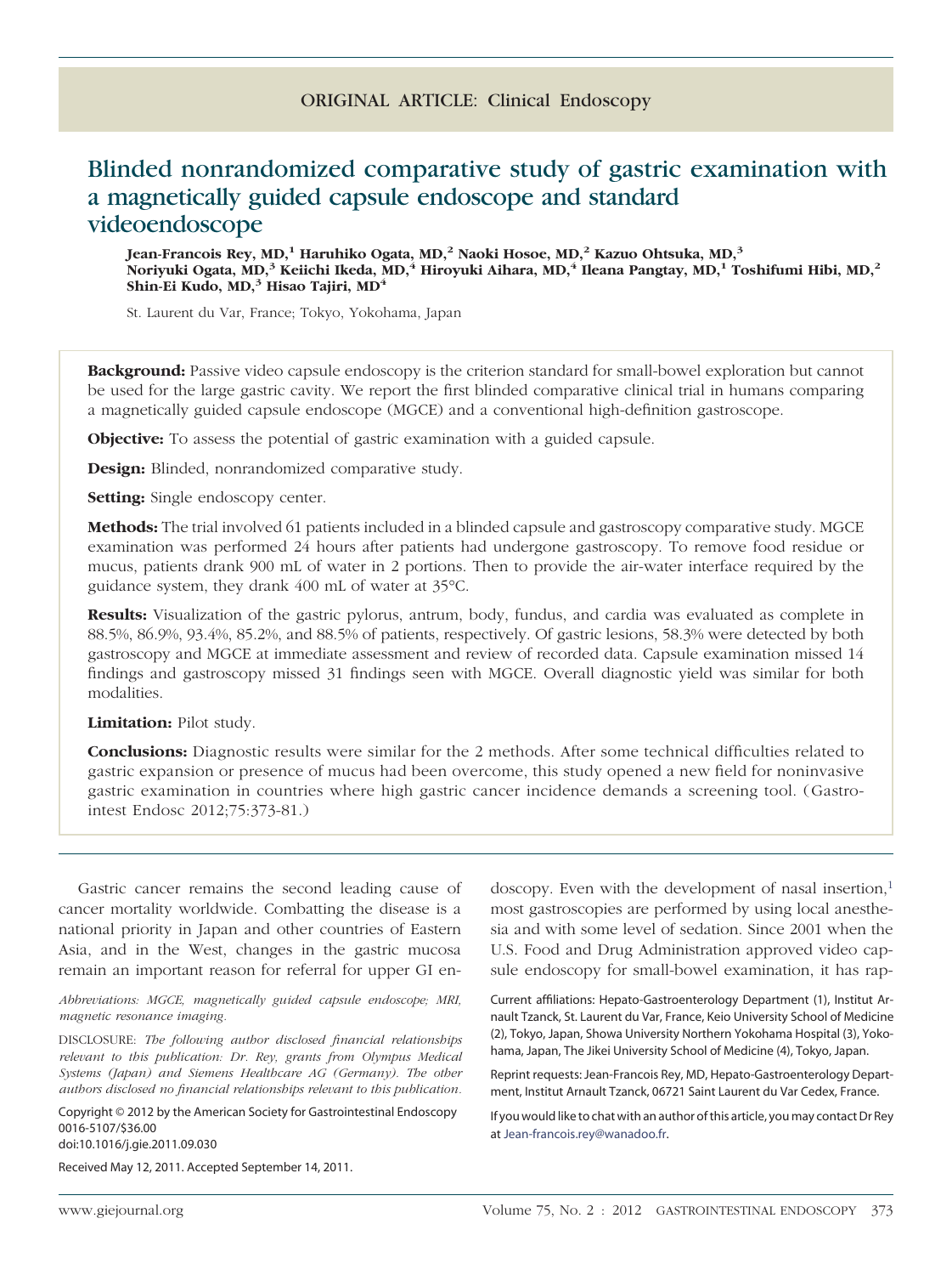ORIGINAL ARTICLE: Clinical Endoscopy

# Blinded nonrandomized comparative study of gastric examination with a magnetically guided capsule endoscope and standard videoendoscope

**Jean-Francois Rey, MD,[1] Haruhiko Ogata, MD,[2] Naoki Hosoe, MD,[2] Kazuo Ohtsuka, MD,[3] Noriyuki Ogata, MD,[3] Keiichi Ikeda, MD,[4] Hiroyuki Aihara, MD,[4] Ileana Pangtay, MD,[1] Toshifumi Hibi, MD,[2] Shin-Ei Kudo, MD,[3] Hisao Tajiri, MD[4]**

St. Laurent du Var, France; Tokyo, Yokohama, Japan

**Background:** Passive video capsule endoscopy is the criterion standard for small-bowel exploration but cannot be used for the large gastric cavity. We report the first blinded comparative clinical trial in humans comparing a magnetically guided capsule endoscope (MGCE) and a conventional high-definition gastroscope.

**Objective:** To assess the potential of gastric examination with a guided capsule.

**Design:** Blinded, nonrandomized comparative study.

**Setting:** Single endoscopy center.

**Methods:** The trial involved 61 patients included in a blinded capsule and gastroscopy comparative study. MGCE examination was performed 24 hours after patients had undergone gastroscopy. To remove food residue or mucus, patients drank 900 mL of water in 2 portions. Then to provide the air-water interface required by the guidance system, they drank 400 mL of water at 35°C.

**Results:** Visualization of the gastric pylorus, antrum, body, fundus, and cardia was evaluated as complete in 88.5%, 86.9%, 93.4%, 85.2%, and 88.5% of patients, respectively. Of gastric lesions, 58.3% were detected by both gastroscopy and MGCE at immediate assessment and review of recorded data. Capsule examination missed 14 findings and gastroscopy missed 31 findings seen with MGCE. Overall diagnostic yield was similar for both modalities.

**Limitation:** Pilot study.

**Conclusions:** Diagnostic results were similar for the 2 methods. After some technical difficulties related to gastric expansion or presence of mucus had been overcome, this study opened a new field for noninvasive gastric examination in countries where high gastric cancer incidence demands a screening tool. (Gastrointest Endosc 2012;75:373-81.)

Gastric cancer remains the second leading cause of cancer mortality worldwide. Combatting the disease is a national priority in Japan and other countries of Eastern Asia, and in the West, changes in the gastric mucosa remain an important reason for referral for upper GI endoscopy. Even with the development of nasal insertion,[1] most gastroscopies are performed by using local anesthesia and with some level of sedation. Since 2001 when the U.S. Food and Drug Administration approved video capsule endoscopy for small-bowel examination, it has rap-

*Abbreviations: MGCE, magnetically guided capsule endoscope; MRI, magnetic resonance imaging.*

DISCLOSURE: *The following author disclosed financial relationships relevant to this publication: Dr. Rey, grants from Olympus Medical Systems (Japan) and Siemens Healthcare AG (Germany). The other authors disclosed no financial relationships relevant to this publication.*

Copyright © 2012 by the American Society for Gastrointestinal Endoscopy
0016-5107/$36.00
doi:10.1016/j.gie.2011.09.030

Received May 12, 2011. Accepted September 14, 2011.

Current affiliations: Hepato-Gastroenterology Department (1), Institut Arnault Tzanck, St. Laurent du Var, France, Keio University School of Medicine (2), Tokyo, Japan, Showa University Northern Yokohama Hospital (3), Yokohama, Japan, The Jikei University School of Medicine (4), Tokyo, Japan.

Reprint requests: Jean-Francois Rey, MD, Hepato-Gastroenterology Department, Institut Arnault Tzanck, 06721 Saint Laurent du Var Cedex, France.

If you would like to chat with an author of this article, you may contact Dr Rey at Jean-francois.rey@wanadoo.fr.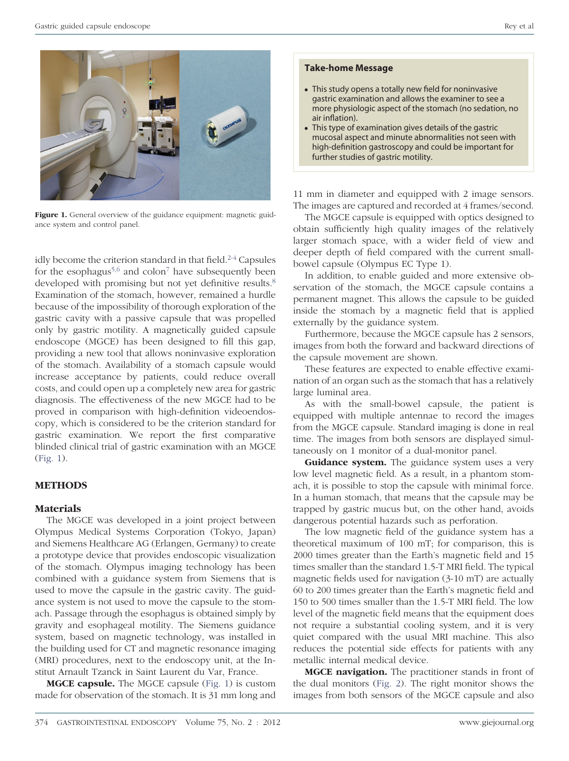Figure 1. General overview of the guidance equipment: magnetic guidance system and control panel.

idly become the criterion standard in that field.[2-4] Capsules for the esophagus[5,6] and colon[7] have subsequently been developed with promising but not yet definitive results.[8] Examination of the stomach, however, remained a hurdle because of the impossibility of thorough exploration of the gastric cavity with a passive capsule that was propelled only by gastric motility. A magnetically guided capsule endoscope (MGCE) has been designed to fill this gap, providing a new tool that allows noninvasive exploration of the stomach. Availability of a stomach capsule would increase acceptance by patients, could reduce overall costs, and could open up a completely new area for gastric diagnosis. The effectiveness of the new MGCE had to be proved in comparison with high-definition videoendoscopy, which is considered to be the criterion standard for gastric examination. We report the first comparative blinded clinical trial of gastric examination with an MGCE (Fig. 1).

## METHODS

### Materials

The MGCE was developed in a joint project between Olympus Medical Systems Corporation (Tokyo, Japan) and Siemens Healthcare AG (Erlangen, Germany) to create a prototype device that provides endoscopic visualization of the stomach. Olympus imaging technology has been combined with a guidance system from Siemens that is used to move the capsule in the gastric cavity. The guidance system is not used to move the capsule to the stomach. Passage through the esophagus is obtained simply by gravity and esophageal motility. The Siemens guidance system, based on magnetic technology, was installed in the building used for CT and magnetic resonance imaging (MRI) procedures, next to the endoscopy unit, at the Institut Arnault Tzanck in Saint Laurent du Var, France.

**MGCE capsule.** The MGCE capsule (Fig. 1) is custom made for observation of the stomach. It is 31 mm long and 11 mm in diameter and equipped with 2 image sensors. The images are captured and recorded at 4 frames/second.

> **Take-home Message**
>
> - This study opens a totally new field for noninvasive gastric examination and allows the examiner to see a more physiologic aspect of the stomach (no sedation, no air inflation).
> - This type of examination gives details of the gastric mucosal aspect and minute abnormalities not seen with high-definition gastroscopy and could be important for further studies of gastric motility.

The MGCE capsule is equipped with optics designed to obtain sufficiently high quality images of the relatively larger stomach space, with a wider field of view and deeper depth of field compared with the current small-bowel capsule (Olympus EC Type 1).

In addition, to enable guided and more extensive observation of the stomach, the MGCE capsule contains a permanent magnet. This allows the capsule to be guided inside the stomach by a magnetic field that is applied externally by the guidance system.

Furthermore, because the MGCE capsule has 2 sensors, images from both the forward and backward directions of the capsule movement are shown.

These features are expected to enable effective examination of an organ such as the stomach that has a relatively large luminal area.

As with the small-bowel capsule, the patient is equipped with multiple antennae to record the images from the MGCE capsule. Standard imaging is done in real time. The images from both sensors are displayed simultaneously on 1 monitor of a dual-monitor panel.

**Guidance system.** The guidance system uses a very low level magnetic field. As a result, in a phantom stomach, it is possible to stop the capsule with minimal force. In a human stomach, that means that the capsule may be trapped by gastric mucus but, on the other hand, avoids dangerous potential hazards such as perforation.

The low magnetic field of the guidance system has a theoretical maximum of 100 mT; for comparison, this is 2000 times greater than the Earth's magnetic field and 15 times smaller than the standard 1.5-T MRI field. The typical magnetic fields used for navigation (3-10 mT) are actually 60 to 200 times greater than the Earth's magnetic field and 150 to 500 times smaller than the 1.5-T MRI field. The low level of the magnetic field means that the equipment does not require a substantial cooling system, and it is very quiet compared with the usual MRI machine. This also reduces the potential side effects for patients with any metallic internal medical device.

**MGCE navigation.** The practitioner stands in front of the dual monitors (Fig. 2). The right monitor shows the images from both sensors of the MGCE capsule and also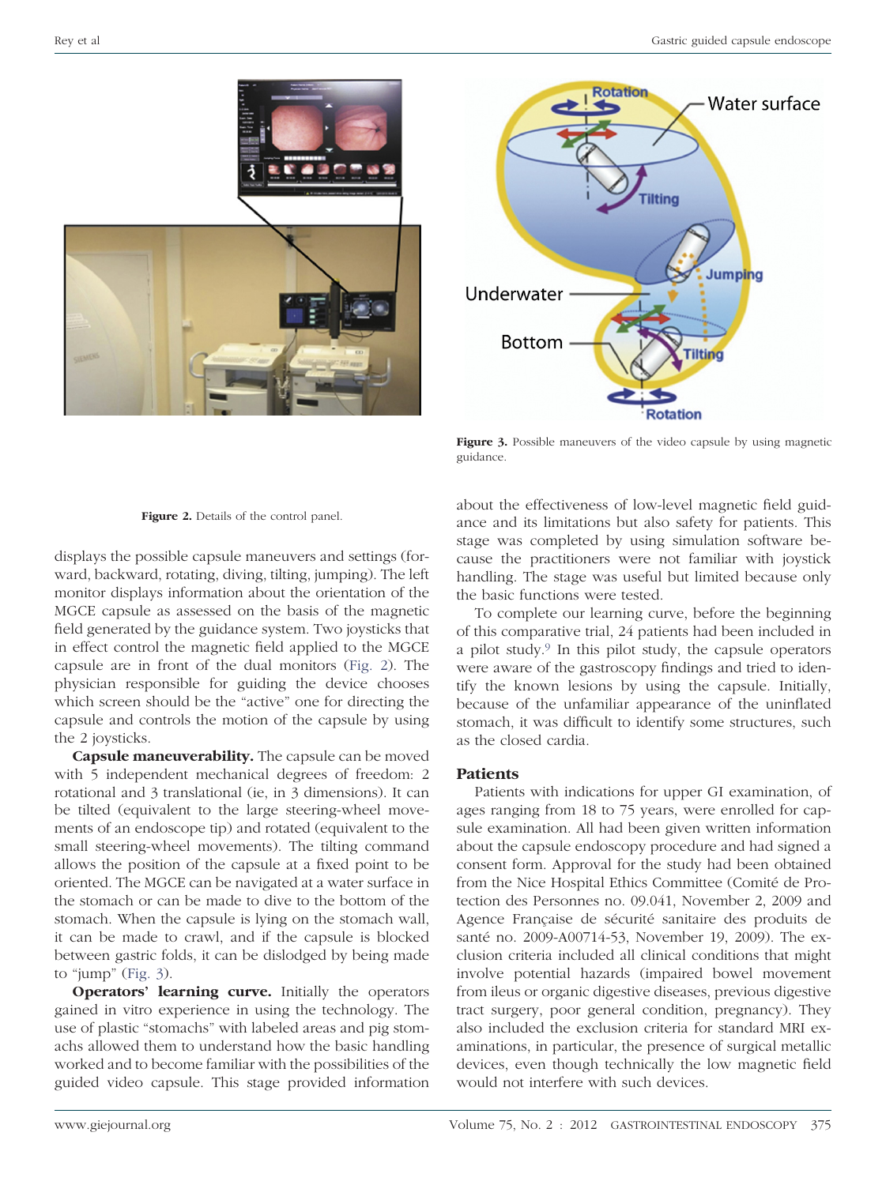Figure 2. Details of the control panel.

Figure 3. Possible maneuvers of the video capsule by using magnetic guidance.

displays the possible capsule maneuvers and settings (forward, backward, rotating, diving, tilting, jumping). The left monitor displays information about the orientation of the MGCE capsule as assessed on the basis of the magnetic field generated by the guidance system. Two joysticks that in effect control the magnetic field applied to the MGCE capsule are in front of the dual monitors (Fig. 2). The physician responsible for guiding the device chooses which screen should be the "active" one for directing the capsule and controls the motion of the capsule by using the 2 joysticks.

**Capsule maneuverability.** The capsule can be moved with 5 independent mechanical degrees of freedom: 2 rotational and 3 translational (ie, in 3 dimensions). It can be tilted (equivalent to the large steering-wheel movements of an endoscope tip) and rotated (equivalent to the small steering-wheel movements). The tilting command allows the position of the capsule at a fixed point to be oriented. The MGCE can be navigated at a water surface in the stomach or can be made to dive to the bottom of the stomach. When the capsule is lying on the stomach wall, it can be made to crawl, and if the capsule is blocked between gastric folds, it can be dislodged by being made to "jump" (Fig. 3).

**Operators' learning curve.** Initially the operators gained in vitro experience in using the technology. The use of plastic "stomachs" with labeled areas and pig stomachs allowed them to understand how the basic handling worked and to become familiar with the possibilities of the guided video capsule. This stage provided information about the effectiveness of low-level magnetic field guidance and its limitations but also safety for patients. This stage was completed by using simulation software because the practitioners were not familiar with joystick handling. The stage was useful but limited because only the basic functions were tested.

To complete our learning curve, before the beginning of this comparative trial, 24 patients had been included in a pilot study.[9] In this pilot study, the capsule operators were aware of the gastroscopy findings and tried to identify the known lesions by using the capsule. Initially, because of the unfamiliar appearance of the uninflated stomach, it was difficult to identify some structures, such as the closed cardia.

## Patients

Patients with indications for upper GI examination, of ages ranging from 18 to 75 years, were enrolled for capsule examination. All had been given written information about the capsule endoscopy procedure and had signed a consent form. Approval for the study had been obtained from the Nice Hospital Ethics Committee (Comité de Protection des Personnes no. 09.041, November 2, 2009 and Agence Française de sécurité sanitaire des produits de santé no. 2009-A00714-53, November 19, 2009). The exclusion criteria included all clinical conditions that might involve potential hazards (impaired bowel movement from ileus or organic digestive diseases, previous digestive tract surgery, poor general condition, pregnancy). They also included the exclusion criteria for standard MRI examinations, in particular, the presence of surgical metallic devices, even though technically the low magnetic field would not interfere with such devices.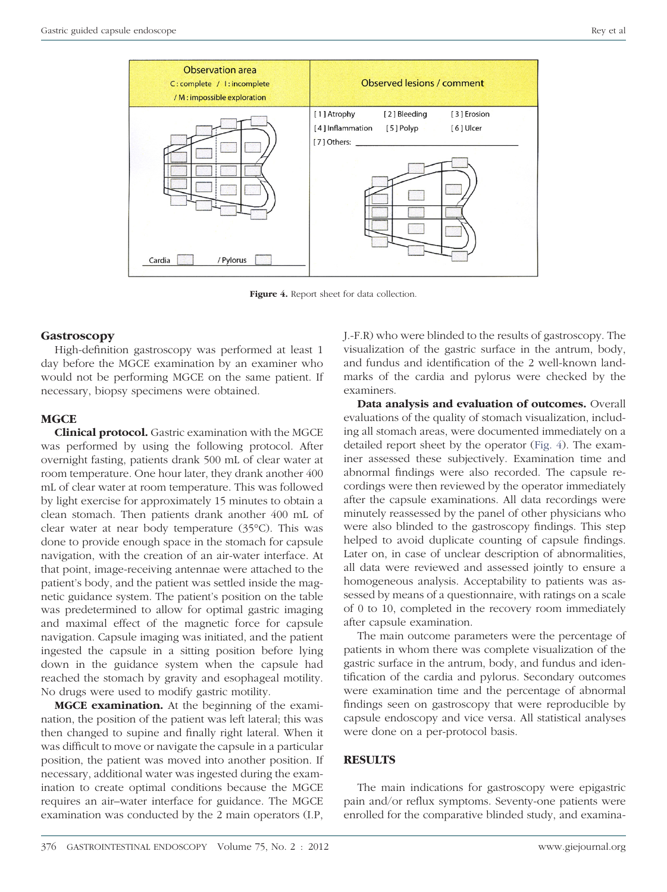| Observation area C: complete / I: incomplete / M: impossible exploration | Observed lesions / comment |
|---|---|
| Cardia / Pylorus | [1] Atrophy [2] Bleeding [3] Erosion [4] Inflammation [5] Polyp [6] Ulcer [7] Others: |

**Figure 4.** Report sheet for data collection.

### Gastroscopy

High-definition gastroscopy was performed at least 1 day before the MGCE examination by an examiner who would not be performing MGCE on the same patient. If necessary, biopsy specimens were obtained.

### MGCE

**Clinical protocol.** Gastric examination with the MGCE was performed by using the following protocol. After overnight fasting, patients drank 500 mL of clear water at room temperature. One hour later, they drank another 400 mL of clear water at room temperature. This was followed by light exercise for approximately 15 minutes to obtain a clean stomach. Then patients drank another 400 mL of clear water at near body temperature (35°C). This was done to provide enough space in the stomach for capsule navigation, with the creation of an air-water interface. At that point, image-receiving antennae were attached to the patient's body, and the patient was settled inside the magnetic guidance system. The patient's position on the table was predetermined to allow for optimal gastric imaging and maximal effect of the magnetic force for capsule navigation. Capsule imaging was initiated, and the patient ingested the capsule in a sitting position before lying down in the guidance system when the capsule had reached the stomach by gravity and esophageal motility. No drugs were used to modify gastric motility.

**MGCE examination.** At the beginning of the examination, the position of the patient was left lateral; this was then changed to supine and finally right lateral. When it was difficult to move or navigate the capsule in a particular position, the patient was moved into another position. If necessary, additional water was ingested during the examination to create optimal conditions because the MGCE requires an air–water interface for guidance. The MGCE examination was conducted by the 2 main operators (I.P, J.-F.R) who were blinded to the results of gastroscopy. The visualization of the gastric surface in the antrum, body, and fundus and identification of the 2 well-known landmarks of the cardia and pylorus were checked by the examiners.

**Data analysis and evaluation of outcomes.** Overall evaluations of the quality of stomach visualization, including all stomach areas, were documented immediately on a detailed report sheet by the operator (Fig. 4). The examiner assessed these subjectively. Examination time and abnormal findings were also recorded. The capsule recordings were then reviewed by the operator immediately after the capsule examinations. All data recordings were minutely reassessed by the panel of other physicians who were also blinded to the gastroscopy findings. This step helped to avoid duplicate counting of capsule findings. Later on, in case of unclear description of abnormalities, all data were reviewed and assessed jointly to ensure a homogeneous analysis. Acceptability to patients was assessed by means of a questionnaire, with ratings on a scale of 0 to 10, completed in the recovery room immediately after capsule examination.

The main outcome parameters were the percentage of patients in whom there was complete visualization of the gastric surface in the antrum, body, and fundus and identification of the cardia and pylorus. Secondary outcomes were examination time and the percentage of abnormal findings seen on gastroscopy that were reproducible by capsule endoscopy and vice versa. All statistical analyses were done on a per-protocol basis.

## RESULTS

The main indications for gastroscopy were epigastric pain and/or reflux symptoms. Seventy-one patients were enrolled for the comparative blinded study, and examina-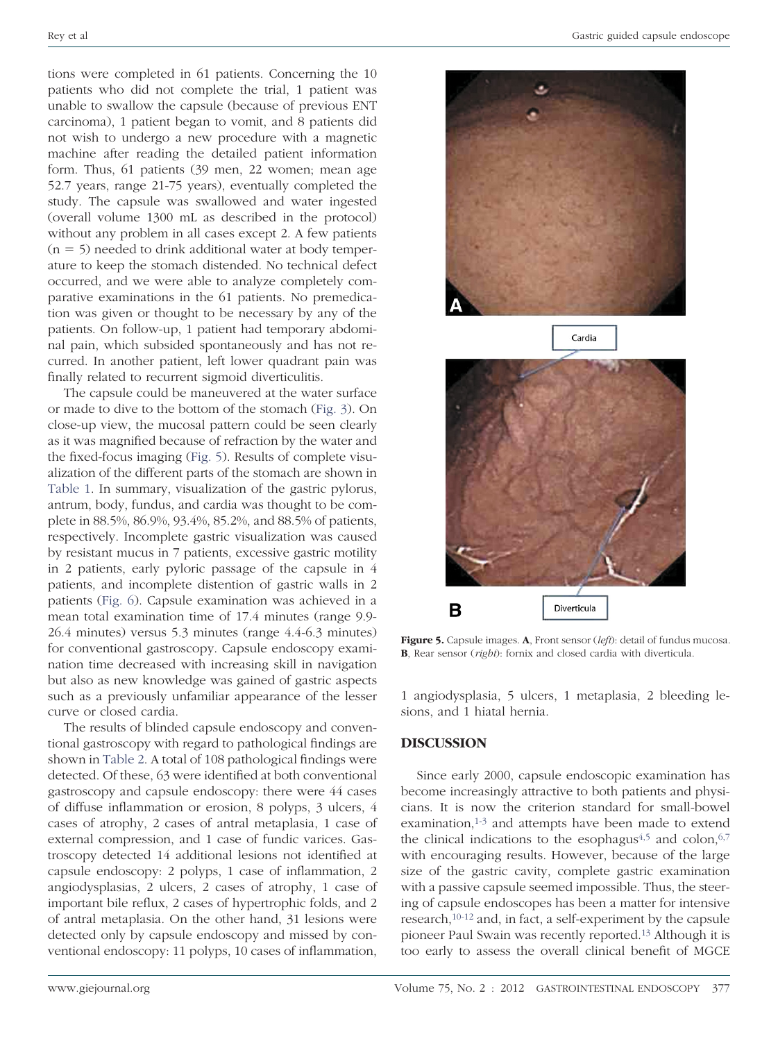tions were completed in 61 patients. Concerning the 10 patients who did not complete the trial, 1 patient was unable to swallow the capsule (because of previous ENT carcinoma), 1 patient began to vomit, and 8 patients did not wish to undergo a new procedure with a magnetic machine after reading the detailed patient information form. Thus, 61 patients (39 men, 22 women; mean age 52.7 years, range 21-75 years), eventually completed the study. The capsule was swallowed and water ingested (overall volume 1300 mL as described in the protocol) without any problem in all cases except 2. A few patients (n = 5) needed to drink additional water at body temperature to keep the stomach distended. No technical defect occurred, and we were able to analyze completely comparative examinations in the 61 patients. No premedication was given or thought to be necessary by any of the patients. On follow-up, 1 patient had temporary abdominal pain, which subsided spontaneously and has not recurred. In another patient, left lower quadrant pain was finally related to recurrent sigmoid diverticulitis.

The capsule could be maneuvered at the water surface or made to dive to the bottom of the stomach (Fig. 3). On close-up view, the mucosal pattern could be seen clearly as it was magnified because of refraction by the water and the fixed-focus imaging (Fig. 5). Results of complete visualization of the different parts of the stomach are shown in Table 1. In summary, visualization of the gastric pylorus, antrum, body, fundus, and cardia was thought to be complete in 88.5%, 86.9%, 93.4%, 85.2%, and 88.5% of patients, respectively. Incomplete gastric visualization was caused by resistant mucus in 7 patients, excessive gastric motility in 2 patients, early pyloric passage of the capsule in 4 patients, and incomplete distention of gastric walls in 2 patients (Fig. 6). Capsule examination was achieved in a mean total examination time of 17.4 minutes (range 9.9-26.4 minutes) versus 5.3 minutes (range 4.4-6.3 minutes) for conventional gastroscopy. Capsule endoscopy examination time decreased with increasing skill in navigation but also as new knowledge was gained of gastric aspects such as a previously unfamiliar appearance of the lesser curve or closed cardia.

The results of blinded capsule endoscopy and conventional gastroscopy with regard to pathological findings are shown in Table 2. A total of 108 pathological findings were detected. Of these, 63 were identified at both conventional gastroscopy and capsule endoscopy: there were 44 cases of diffuse inflammation or erosion, 8 polyps, 3 ulcers, 4 cases of atrophy, 2 cases of antral metaplasia, 1 case of external compression, and 1 case of fundic varices. Gastroscopy detected 14 additional lesions not identified at capsule endoscopy: 2 polyps, 1 case of inflammation, 2 angiodysplasias, 2 ulcers, 2 cases of atrophy, 1 case of important bile reflux, 2 cases of hypertrophic folds, and 2 of antral metaplasia. On the other hand, 31 lesions were detected only by capsule endoscopy and missed by conventional endoscopy: 11 polyps, 10 cases of inflammation, 1 angiodysplasia, 5 ulcers, 1 metaplasia, 2 bleeding lesions, and 1 hiatal hernia.

**Figure 5.** Capsule images. **A**, Front sensor (*left*): detail of fundus mucosa. **B**, Rear sensor (*right*): fornix and closed cardia with diverticula.

## DISCUSSION

Since early 2000, capsule endoscopic examination has become increasingly attractive to both patients and physicians. It is now the criterion standard for small-bowel examination,[1-3] and attempts have been made to extend the clinical indications to the esophagus[4,5] and colon,[6,7] with encouraging results. However, because of the large size of the gastric cavity, complete gastric examination with a passive capsule seemed impossible. Thus, the steering of capsule endoscopes has been a matter for intensive research,[10-12] and, in fact, a self-experiment by the capsule pioneer Paul Swain was recently reported.[13] Although it is too early to assess the overall clinical benefit of MGCE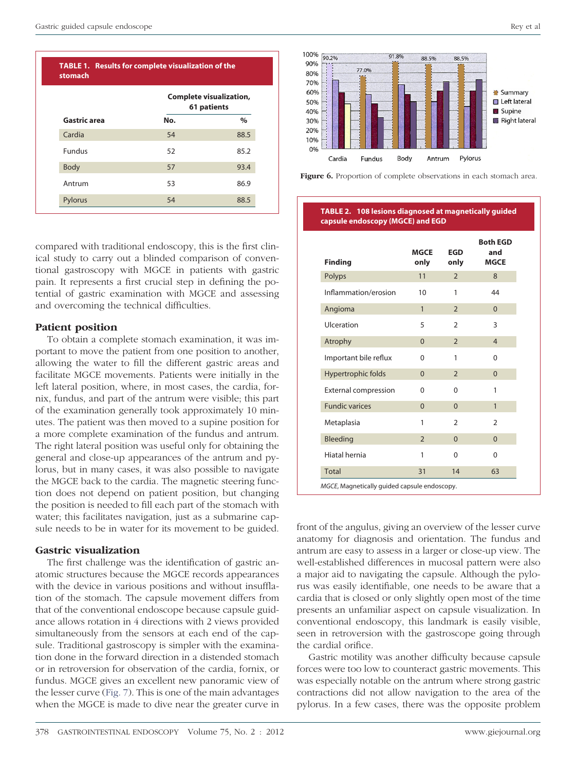**TABLE 1. Results for complete visualization of the stomach**

| Gastric area | Complete visualization, 61 patients No. | % |
|---|---|---|
| Cardia | 54 | 88.5 |
| Fundus | 52 | 85.2 |
| Body | 57 | 93.4 |
| Antrum | 53 | 86.9 |
| Pylorus | 54 | 88.5 |

compared with traditional endoscopy, this is the first clinical study to carry out a blinded comparison of conventional gastroscopy with MGCE in patients with gastric pain. It represents a first crucial step in defining the potential of gastric examination with MGCE and assessing and overcoming the technical difficulties.

## Patient position

To obtain a complete stomach examination, it was important to move the patient from one position to another, allowing the water to fill the different gastric areas and facilitate MGCE movements. Patients were initially in the left lateral position, where, in most cases, the cardia, fornix, fundus, and part of the antrum were visible; this part of the examination generally took approximately 10 minutes. The patient was then moved to a supine position for a more complete examination of the fundus and antrum. The right lateral position was useful only for obtaining the general and close-up appearances of the antrum and pylorus, but in many cases, it was also possible to navigate the MGCE back to the cardia. The magnetic steering function does not depend on patient position, but changing the position is needed to fill each part of the stomach with water; this facilitates navigation, just as a submarine capsule needs to be in water for its movement to be guided.

## Gastric visualization

The first challenge was the identification of gastric anatomic structures because the MGCE records appearances with the device in various positions and without insufflation of the stomach. The capsule movement differs from that of the conventional endoscope because capsule guidance allows rotation in 4 directions with 2 views provided simultaneously from the sensors at each end of the capsule. Traditional gastroscopy is simpler with the examination done in the forward direction in a distended stomach or in retroversion for observation of the cardia, fornix, or fundus. MGCE gives an excellent new panoramic view of the lesser curve (Fig. 7). This is one of the main advantages when the MGCE is made to dive near the greater curve in front of the angulus, giving an overview of the lesser curve anatomy for diagnosis and orientation. The fundus and antrum are easy to assess in a larger or close-up view. The well-established differences in mucosal pattern were also a major aid to navigating the capsule. Although the pylorus was easily identifiable, one needs to be aware that a cardia that is closed or only slightly open most of the time presents an unfamiliar aspect on capsule visualization. In conventional endoscopy, this landmark is easily visible, seen in retroversion with the gastroscope going through the cardial orifice.

Gastric motility was another difficulty because capsule forces were too low to counteract gastric movements. This was especially notable on the antrum where strong gastric contractions did not allow navigation to the area of the pylorus. In a few cases, there was the opposite problem

**Figure 6.** Proportion of complete observations in each stomach area.

**TABLE 2. 108 lesions diagnosed at magnetically guided capsule endoscopy (MGCE) and EGD**

| Finding | MGCE only | EGD only | Both EGD and MGCE |
|---|---|---|---|
| Polyps | 11 | 2 | 8 |
| Inflammation/erosion | 10 | 1 | 44 |
| Angioma | 1 | 2 | 0 |
| Ulceration | 5 | 2 | 3 |
| Atrophy | 0 | 2 | 4 |
| Important bile reflux | 0 | 1 | 0 |
| Hypertrophic folds | 0 | 2 | 0 |
| External compression | 0 | 0 | 1 |
| Fundic varices | 0 | 0 | 1 |
| Metaplasia | 1 | 2 | 2 |
| Bleeding | 2 | 0 | 0 |
| Hiatal hernia | 1 | 0 | 0 |
| Total | 31 | 14 | 63 |

*MGCE*, Magnetically guided capsule endoscopy.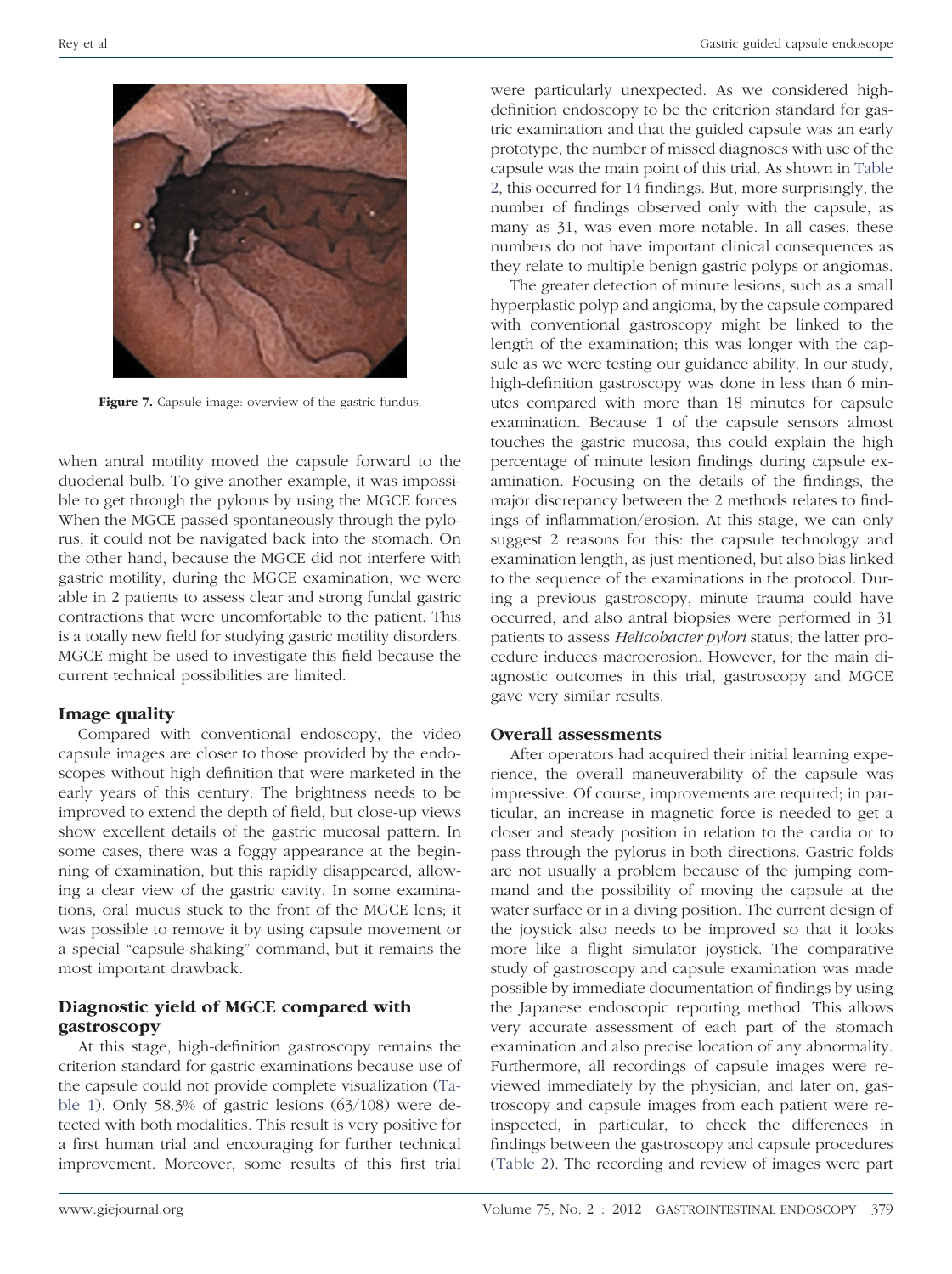Figure 7. Capsule image: overview of the gastric fundus.

when antral motility moved the capsule forward to the duodenal bulb. To give another example, it was impossible to get through the pylorus by using the MGCE forces. When the MGCE passed spontaneously through the pylorus, it could not be navigated back into the stomach. On the other hand, because the MGCE did not interfere with gastric motility, during the MGCE examination, we were able in 2 patients to assess clear and strong fundal gastric contractions that were uncomfortable to the patient. This is a totally new field for studying gastric motility disorders. MGCE might be used to investigate this field because the current technical possibilities are limited.

### Image quality

Compared with conventional endoscopy, the video capsule images are closer to those provided by the endoscopes without high definition that were marketed in the early years of this century. The brightness needs to be improved to extend the depth of field, but close-up views show excellent details of the gastric mucosal pattern. In some cases, there was a foggy appearance at the beginning of examination, but this rapidly disappeared, allowing a clear view of the gastric cavity. In some examinations, oral mucus stuck to the front of the MGCE lens; it was possible to remove it by using capsule movement or a special "capsule-shaking" command, but it remains the most important drawback.

### Diagnostic yield of MGCE compared with gastroscopy

At this stage, high-definition gastroscopy remains the criterion standard for gastric examinations because use of the capsule could not provide complete visualization (Table 1). Only 58.3% of gastric lesions (63/108) were detected with both modalities. This result is very positive for a first human trial and encouraging for further technical improvement. Moreover, some results of this first trial were particularly unexpected. As we considered high-definition endoscopy to be the criterion standard for gastric examination and that the guided capsule was an early prototype, the number of missed diagnoses with use of the capsule was the main point of this trial. As shown in Table 2, this occurred for 14 findings. But, more surprisingly, the number of findings observed only with the capsule, as many as 31, was even more notable. In all cases, these numbers do not have important clinical consequences as they relate to multiple benign gastric polyps or angiomas.

The greater detection of minute lesions, such as a small hyperplastic polyp and angioma, by the capsule compared with conventional gastroscopy might be linked to the length of the examination; this was longer with the capsule as we were testing our guidance ability. In our study, high-definition gastroscopy was done in less than 6 minutes compared with more than 18 minutes for capsule examination. Because 1 of the capsule sensors almost touches the gastric mucosa, this could explain the high percentage of minute lesion findings during capsule examination. Focusing on the details of the findings, the major discrepancy between the 2 methods relates to findings of inflammation/erosion. At this stage, we can only suggest 2 reasons for this: the capsule technology and examination length, as just mentioned, but also bias linked to the sequence of the examinations in the protocol. During a previous gastroscopy, minute trauma could have occurred, and also antral biopsies were performed in 31 patients to assess *Helicobacter pylori* status; the latter procedure induces macroerosion. However, for the main diagnostic outcomes in this trial, gastroscopy and MGCE gave very similar results.

### Overall assessments

After operators had acquired their initial learning experience, the overall maneuverability of the capsule was impressive. Of course, improvements are required; in particular, an increase in magnetic force is needed to get a closer and steady position in relation to the cardia or to pass through the pylorus in both directions. Gastric folds are not usually a problem because of the jumping command and the possibility of moving the capsule at the water surface or in a diving position. The current design of the joystick also needs to be improved so that it looks more like a flight simulator joystick. The comparative study of gastroscopy and capsule examination was made possible by immediate documentation of findings by using the Japanese endoscopic reporting method. This allows very accurate assessment of each part of the stomach examination and also precise location of any abnormality. Furthermore, all recordings of capsule images were reviewed immediately by the physician, and later on, gastroscopy and capsule images from each patient were reinspected, in particular, to check the differences in findings between the gastroscopy and capsule procedures (Table 2). The recording and review of images were part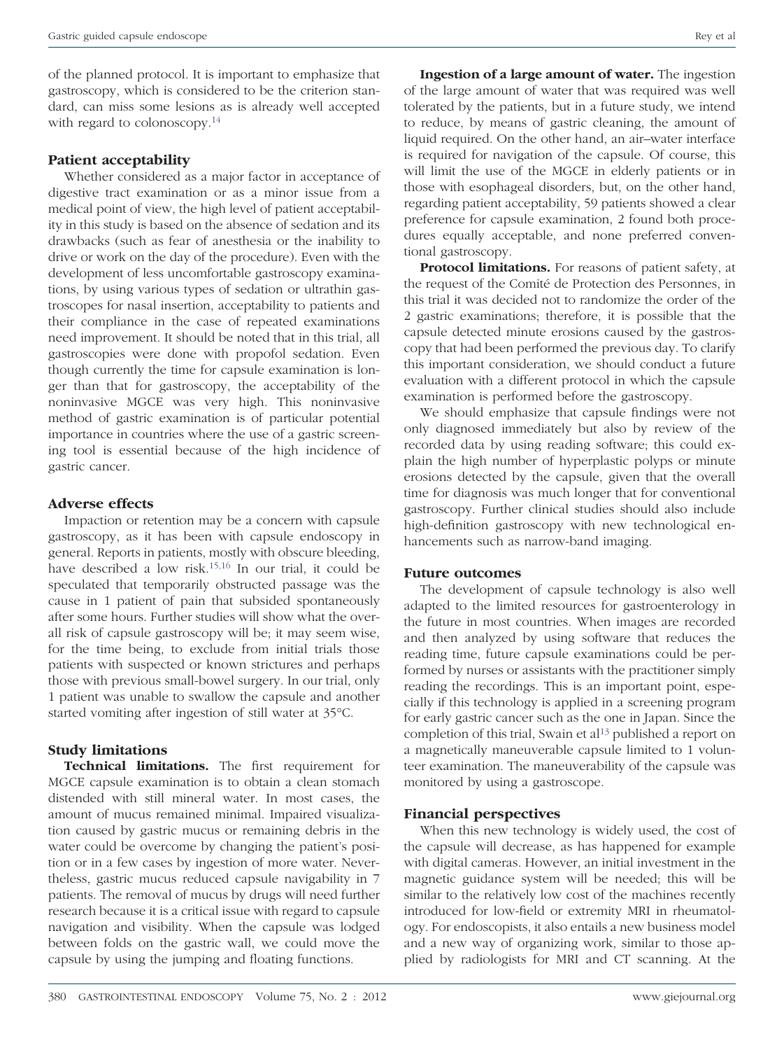of the planned protocol. It is important to emphasize that gastroscopy, which is considered to be the criterion standard, can miss some lesions as is already well accepted with regard to colonoscopy.[14]

### Patient acceptability

Whether considered as a major factor in acceptance of digestive tract examination or as a minor issue from a medical point of view, the high level of patient acceptability in this study is based on the absence of sedation and its drawbacks (such as fear of anesthesia or the inability to drive or work on the day of the procedure). Even with the development of less uncomfortable gastroscopy examinations, by using various types of sedation or ultrathin gastroscopes for nasal insertion, acceptability to patients and their compliance in the case of repeated examinations need improvement. It should be noted that in this trial, all gastroscopies were done with propofol sedation. Even though currently the time for capsule examination is longer than that for gastroscopy, the acceptability of the noninvasive MGCE was very high. This noninvasive method of gastric examination is of particular potential importance in countries where the use of a gastric screening tool is essential because of the high incidence of gastric cancer.

### Adverse effects

Impaction or retention may be a concern with capsule gastroscopy, as it has been with capsule endoscopy in general. Reports in patients, mostly with obscure bleeding, have described a low risk.[15,16] In our trial, it could be speculated that temporarily obstructed passage was the cause in 1 patient of pain that subsided spontaneously after some hours. Further studies will show what the overall risk of capsule gastroscopy will be; it may seem wise, for the time being, to exclude from initial trials those patients with suspected or known strictures and perhaps those with previous small-bowel surgery. In our trial, only 1 patient was unable to swallow the capsule and another started vomiting after ingestion of still water at 35°C.

### Study limitations

**Technical limitations.** The first requirement for MGCE capsule examination is to obtain a clean stomach distended with still mineral water. In most cases, the amount of mucus remained minimal. Impaired visualization caused by gastric mucus or remaining debris in the water could be overcome by changing the patient's position or in a few cases by ingestion of more water. Nevertheless, gastric mucus reduced capsule navigability in 7 patients. The removal of mucus by drugs will need further research because it is a critical issue with regard to capsule navigation and visibility. When the capsule was lodged between folds on the gastric wall, we could move the capsule by using the jumping and floating functions.

**Ingestion of a large amount of water.** The ingestion of the large amount of water that was required was well tolerated by the patients, but in a future study, we intend to reduce, by means of gastric cleaning, the amount of liquid required. On the other hand, an air–water interface is required for navigation of the capsule. Of course, this will limit the use of the MGCE in elderly patients or in those with esophageal disorders, but, on the other hand, regarding patient acceptability, 59 patients showed a clear preference for capsule examination, 2 found both procedures equally acceptable, and none preferred conventional gastroscopy.

**Protocol limitations.** For reasons of patient safety, at the request of the Comité de Protection des Personnes, in this trial it was decided not to randomize the order of the 2 gastric examinations; therefore, it is possible that the capsule detected minute erosions caused by the gastroscopy that had been performed the previous day. To clarify this important consideration, we should conduct a future evaluation with a different protocol in which the capsule examination is performed before the gastroscopy.

We should emphasize that capsule findings were not only diagnosed immediately but also by review of the recorded data by using reading software; this could explain the high number of hyperplastic polyps or minute erosions detected by the capsule, given that the overall time for diagnosis was much longer that for conventional gastroscopy. Further clinical studies should also include high-definition gastroscopy with new technological enhancements such as narrow-band imaging.

### Future outcomes

The development of capsule technology is also well adapted to the limited resources for gastroenterology in the future in most countries. When images are recorded and then analyzed by using software that reduces the reading time, future capsule examinations could be performed by nurses or assistants with the practitioner simply reading the recordings. This is an important point, especially if this technology is applied in a screening program for early gastric cancer such as the one in Japan. Since the completion of this trial, Swain et al[13] published a report on a magnetically maneuverable capsule limited to 1 volunteer examination. The maneuverability of the capsule was monitored by using a gastroscope.

### Financial perspectives

When this new technology is widely used, the cost of the capsule will decrease, as has happened for example with digital cameras. However, an initial investment in the magnetic guidance system will be needed; this will be similar to the relatively low cost of the machines recently introduced for low-field or extremity MRI in rheumatology. For endoscopists, it also entails a new business model and a new way of organizing work, similar to those applied by radiologists for MRI and CT scanning. At the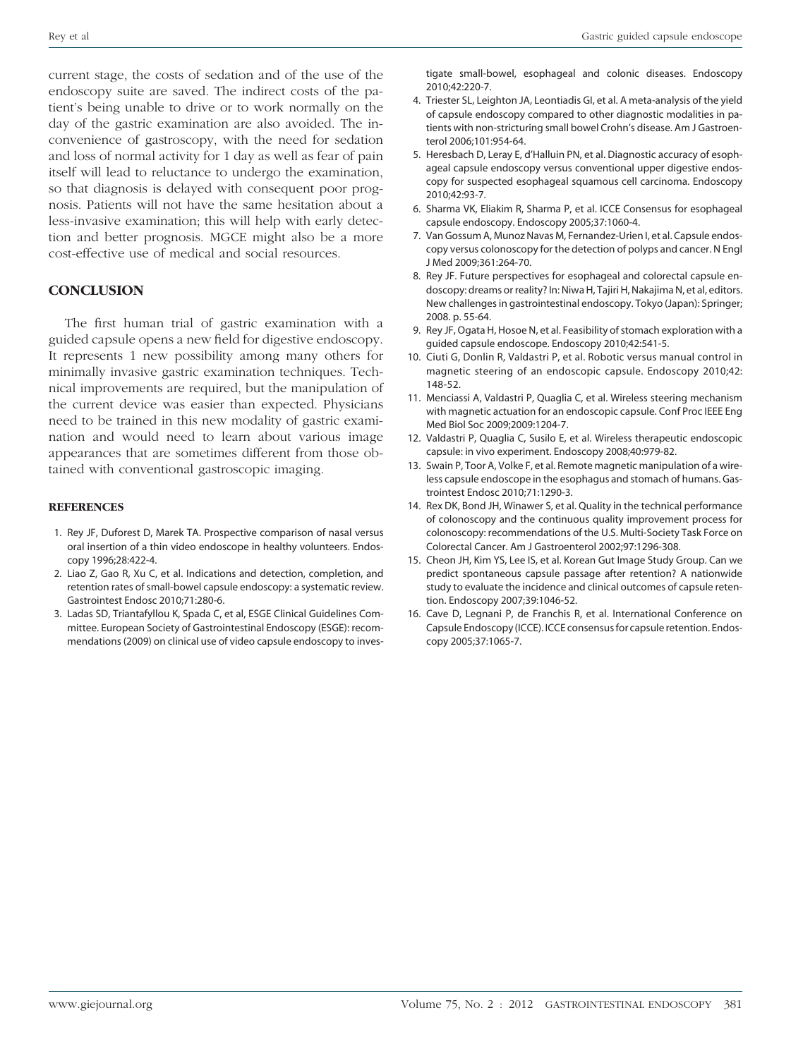current stage, the costs of sedation and of the use of the endoscopy suite are saved. The indirect costs of the patient's being unable to drive or to work normally on the day of the gastric examination are also avoided. The inconvenience of gastroscopy, with the need for sedation and loss of normal activity for 1 day as well as fear of pain itself will lead to reluctance to undergo the examination, so that diagnosis is delayed with consequent poor prognosis. Patients will not have the same hesitation about a less-invasive examination; this will help with early detection and better prognosis. MGCE might also be a more cost-effective use of medical and social resources.

## CONCLUSION

The first human trial of gastric examination with a guided capsule opens a new field for digestive endoscopy. It represents 1 new possibility among many others for minimally invasive gastric examination techniques. Technical improvements are required, but the manipulation of the current device was easier than expected. Physicians need to be trained in this new modality of gastric examination and would need to learn about various image appearances that are sometimes different from those obtained with conventional gastroscopic imaging.

### REFERENCES

1. Rey JF, Duforest D, Marek TA. Prospective comparison of nasal versus oral insertion of a thin video endoscope in healthy volunteers. Endoscopy 1996;28:422-4.
2. Liao Z, Gao R, Xu C, et al. Indications and detection, completion, and retention rates of small-bowel capsule endoscopy: a systematic review. Gastrointest Endosc 2010;71:280-6.
3. Ladas SD, Triantafyllou K, Spada C, et al, ESGE Clinical Guidelines Committee. European Society of Gastrointestinal Endoscopy (ESGE): recommendations (2009) on clinical use of video capsule endoscopy to investigate small-bowel, esophageal and colonic diseases. Endoscopy 2010;42:220-7.
4. Triester SL, Leighton JA, Leontiadis GI, et al. A meta-analysis of the yield of capsule endoscopy compared to other diagnostic modalities in patients with non-stricturing small bowel Crohn's disease. Am J Gastroenterol 2006;101:954-64.
5. Heresbach D, Leray E, d'Halluin PN, et al. Diagnostic accuracy of esophageal capsule endoscopy versus conventional upper digestive endoscopy for suspected esophageal squamous cell carcinoma. Endoscopy 2010;42:93-7.
6. Sharma VK, Eliakim R, Sharma P, et al. ICCE Consensus for esophageal capsule endoscopy. Endoscopy 2005;37:1060-4.
7. Van Gossum A, Munoz Navas M, Fernandez-Urien I, et al. Capsule endoscopy versus colonoscopy for the detection of polyps and cancer. N Engl J Med 2009;361:264-70.
8. Rey JF. Future perspectives for esophageal and colorectal capsule endoscopy: dreams or reality? In: Niwa H, Tajiri H, Nakajima N, et al, editors. New challenges in gastrointestinal endoscopy. Tokyo (Japan): Springer; 2008. p. 55-64.
9. Rey JF, Ogata H, Hosoe N, et al. Feasibility of stomach exploration with a guided capsule endoscope. Endoscopy 2010;42:541-5.
10. Ciuti G, Donlin R, Valdastri P, et al. Robotic versus manual control in magnetic steering of an endoscopic capsule. Endoscopy 2010;42:148-52.
11. Menciassi A, Valdastri P, Quaglia C, et al. Wireless steering mechanism with magnetic actuation for an endoscopic capsule. Conf Proc IEEE Eng Med Biol Soc 2009;2009:1204-7.
12. Valdastri P, Quaglia C, Susilo E, et al. Wireless therapeutic endoscopic capsule: in vivo experiment. Endoscopy 2008;40:979-82.
13. Swain P, Toor A, Volke F, et al. Remote magnetic manipulation of a wireless capsule endoscope in the esophagus and stomach of humans. Gastrointest Endosc 2010;71:1290-3.
14. Rex DK, Bond JH, Winawer S, et al. Quality in the technical performance of colonoscopy and the continuous quality improvement process for colonoscopy: recommendations of the U.S. Multi-Society Task Force on Colorectal Cancer. Am J Gastroenterol 2002;97:1296-308.
15. Cheon JH, Kim YS, Lee IS, et al. Korean Gut Image Study Group. Can we predict spontaneous capsule passage after retention? A nationwide study to evaluate the incidence and clinical outcomes of capsule retention. Endoscopy 2007;39:1046-52.
16. Cave D, Legnani P, de Franchis R, et al. International Conference on Capsule Endoscopy (ICCE). ICCE consensus for capsule retention. Endoscopy 2005;37:1065-7.